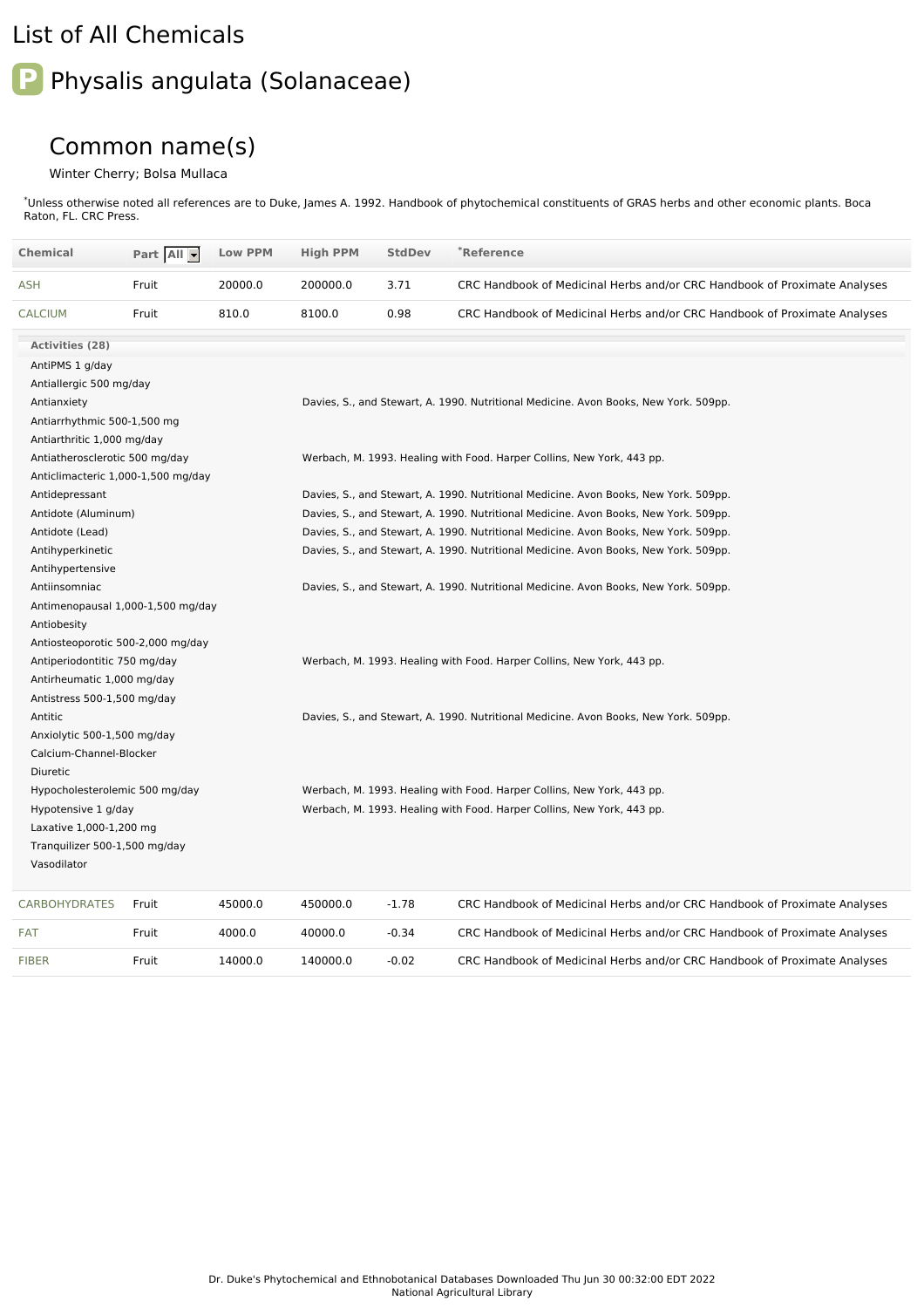# List of All Chemicals

## Physalis angulata (Solanaceae)

### Common name(s)

Winter Cherry; Bolsa Mullaca

*Unless otherwise noted all references are to Duke, James A. 1992. Handbook of phytochemical constituents of GRAS herbs and other economic plants. Boca Raton, FL. CRC Press.

| Chemical | Part | Low PPM | High PPM | StdDev | *Reference |
|---|---|---|---|---|---|
| ASH | Fruit | 20000.0 | 200000.0 | 3.71 | CRC Handbook of Medicinal Herbs and/or CRC Handbook of Proximate Analyses |
| CALCIUM | Fruit | 810.0 | 8100.0 | 0.98 | CRC Handbook of Medicinal Herbs and/or CRC Handbook of Proximate Analyses |

**Activities (28)**

| Activity | Reference |
|---|---|
| AntiPMS 1 g/day | |
| Antiallergic 500 mg/day | |
| Antianxiety | Davies, S., and Stewart, A. 1990. Nutritional Medicine. Avon Books, New York. 509pp. |
| Antiarrhythmic 500-1,500 mg | |
| Antiarthritic 1,000 mg/day | |
| Antiatherosclerotic 500 mg/day | Werbach, M. 1993. Healing with Food. Harper Collins, New York, 443 pp. |
| Anticlimacteric 1,000-1,500 mg/day | |
| Antidepressant | Davies, S., and Stewart, A. 1990. Nutritional Medicine. Avon Books, New York. 509pp. |
| Antidote (Aluminum) | Davies, S., and Stewart, A. 1990. Nutritional Medicine. Avon Books, New York. 509pp. |
| Antidote (Lead) | Davies, S., and Stewart, A. 1990. Nutritional Medicine. Avon Books, New York. 509pp. |
| Antihyperkinetic | Davies, S., and Stewart, A. 1990. Nutritional Medicine. Avon Books, New York. 509pp. |
| Antihypertensive | |
| Antiinsomniac | Davies, S., and Stewart, A. 1990. Nutritional Medicine. Avon Books, New York. 509pp. |
| Antimenopausal 1,000-1,500 mg/day | |
| Antiobesity | |
| Antiosteoporotic 500-2,000 mg/day | |
| Antiperiodontitic 750 mg/day | Werbach, M. 1993. Healing with Food. Harper Collins, New York, 443 pp. |
| Antirheumatic 1,000 mg/day | |
| Antistress 500-1,500 mg/day | |
| Antitic | Davies, S., and Stewart, A. 1990. Nutritional Medicine. Avon Books, New York. 509pp. |
| Anxiolytic 500-1,500 mg/day | |
| Calcium-Channel-Blocker | |
| Diuretic | |
| Hypocholesterolemic 500 mg/day | Werbach, M. 1993. Healing with Food. Harper Collins, New York, 443 pp. |
| Hypotensive 1 g/day | Werbach, M. 1993. Healing with Food. Harper Collins, New York, 443 pp. |
| Laxative 1,000-1,200 mg | |
| Tranquilizer 500-1,500 mg/day | |
| Vasodilator | |

| Chemical | Part | Low PPM | High PPM | StdDev | *Reference |
|---|---|---|---|---|---|
| CARBOHYDRATES | Fruit | 45000.0 | 450000.0 | -1.78 | CRC Handbook of Medicinal Herbs and/or CRC Handbook of Proximate Analyses |
| FAT | Fruit | 4000.0 | 40000.0 | -0.34 | CRC Handbook of Medicinal Herbs and/or CRC Handbook of Proximate Analyses |
| FIBER | Fruit | 14000.0 | 140000.0 | -0.02 | CRC Handbook of Medicinal Herbs and/or CRC Handbook of Proximate Analyses |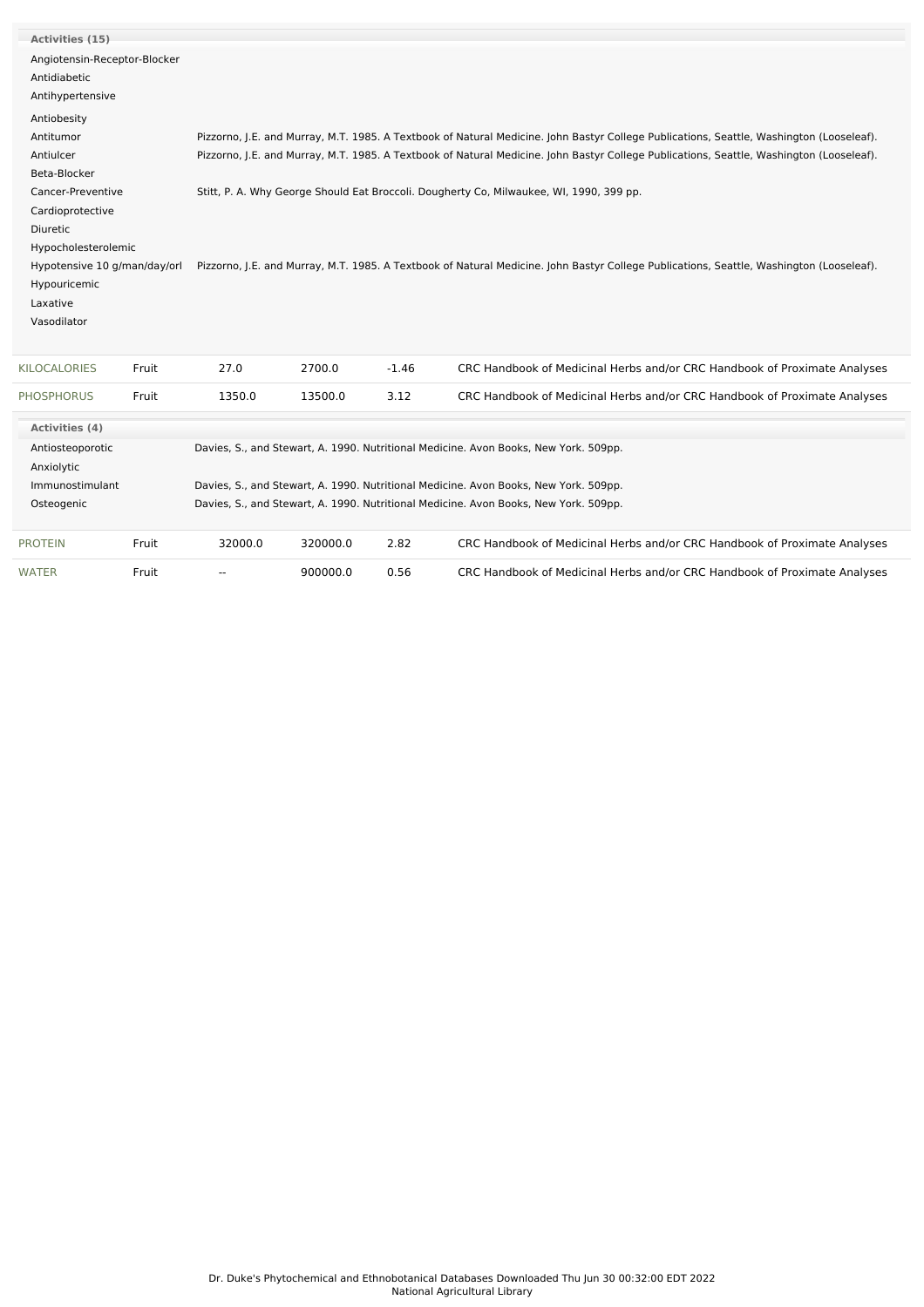| | |
|---|---|
| **Activities (15)** | |
| Angiotensin-Receptor-Blocker | |
| Antidiabetic | |
| Antihypertensive | |
| Antiobesity | |
| Antitumor | Pizzorno, J.E. and Murray, M.T. 1985. A Textbook of Natural Medicine. John Bastyr College Publications, Seattle, Washington (Looseleaf). |
| Antiulcer | Pizzorno, J.E. and Murray, M.T. 1985. A Textbook of Natural Medicine. John Bastyr College Publications, Seattle, Washington (Looseleaf). |
| Beta-Blocker | |
| Cancer-Preventive | Stitt, P. A. Why George Should Eat Broccoli. Dougherty Co, Milwaukee, WI, 1990, 399 pp. |
| Cardioprotective | |
| Diuretic | |
| Hypocholesterolemic | |
| Hypotensive 10 g/man/day/orl | Pizzorno, J.E. and Murray, M.T. 1985. A Textbook of Natural Medicine. John Bastyr College Publications, Seattle, Washington (Looseleaf). |
| Hypouricemic | |
| Laxative | |
| Vasodilator | |

| | | | | | |
|---|---|---|---|---|---|
| KILOCALORIES | Fruit | 27.0 | 2700.0 | -1.46 | CRC Handbook of Medicinal Herbs and/or CRC Handbook of Proximate Analyses |
| PHOSPHORUS | Fruit | 1350.0 | 13500.0 | 3.12 | CRC Handbook of Medicinal Herbs and/or CRC Handbook of Proximate Analyses |

| | |
|---|---|
| **Activities (4)** | |
| Antiosteoporotic | Davies, S., and Stewart, A. 1990. Nutritional Medicine. Avon Books, New York. 509pp. |
| Anxiolytic | |
| Immunostimulant | Davies, S., and Stewart, A. 1990. Nutritional Medicine. Avon Books, New York. 509pp. |
| Osteogenic | Davies, S., and Stewart, A. 1990. Nutritional Medicine. Avon Books, New York. 509pp. |

| | | | | | |
|---|---|---|---|---|---|
| PROTEIN | Fruit | 32000.0 | 320000.0 | 2.82 | CRC Handbook of Medicinal Herbs and/or CRC Handbook of Proximate Analyses |
| WATER | Fruit | -- | 900000.0 | 0.56 | CRC Handbook of Medicinal Herbs and/or CRC Handbook of Proximate Analyses |

Dr. Duke's Phytochemical and Ethnobotanical Databases Downloaded Thu Jun 30 00:32:00 EDT 2022
National Agricultural Library